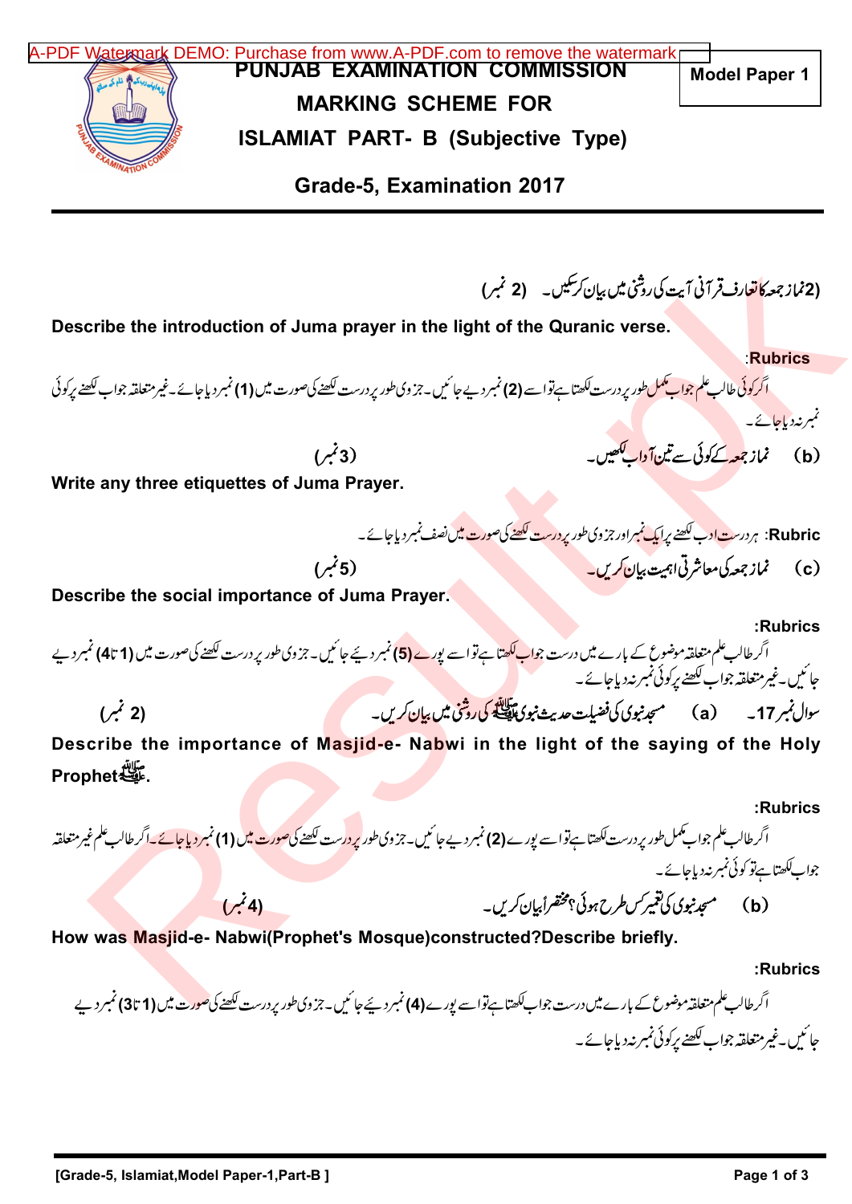# PUNJAB EXAMINATION COMMISSION

## MARKING SCHEME FOR

## ISLAMIAT PART- B (Subjective Type)

**Model Paper 1**

### Grade-5, Examination 2017

(2)نمازِ جمعہ کا تعارف قرآنی آیت کی روشنی میں بیان کرسکیں۔ (2 نمبر)

**Describe the introduction of Juma prayer in the light of the Quranic verse.**

**Rubrics:**

اگر کوئی طالب علم جواب مکمل طور پر درست لکھتا ہے تو اسے (2) نمبر دیے جائیں۔ جزوی طور پر درست لکھنے کی صورت میں (1) نمبر دیا جائے۔ غیر متعلقہ جواب لکھنے پر کوئی نمبر نہ دیا جائے۔

(b) نمازِ جمعہ کے کوئی سے تین آداب لکھیں۔ (3 نمبر)

**Write any three etiquettes of Juma Prayer.**

**Rubric:** ہر درست ادب لکھنے پر ایک نمبر اور جزوی طور پر درست لکھنے کی صورت میں نصف نمبر دیا جائے۔

(c) نمازِ جمعہ کی معاشرتی اہمیت بیان کریں۔ (5 نمبر)

**Describe the social importance of Juma Prayer.**

**Rubrics:**

اگر طالب علم متعلقہ موضوع کے بارے میں درست جواب لکھتا ہے تو اسے پورے (5) نمبر دیئے جائیں۔ جزوی طور پر درست لکھنے کی صورت میں (1 تا 4) نمبر دیے جائیں۔ غیر متعلقہ جواب لکھنے پر کوئی نمبر نہ دیا جائے۔

سوال نمبر 17۔ (a) مسجدِ نبوی کی فضیلت حدیثِ نبوی ﷺ کی روشنی میں بیان کریں۔ (2 نمبر)

**Describe the importance of Masjid-e- Nabwi in the light of the saying of the Holy Prophet ﷺ.**

**Rubrics:**

اگر طالب علم جواب مکمل طور پر درست لکھتا ہے تو اسے پورے (2) نمبر دیے جائیں۔ جزوی طور پر درست لکھنے کی صورت میں (1) نمبر دیا جائے۔ اگر طالب علم غیر متعلقہ جواب لکھتا ہے تو کوئی نمبر نہ دیا جائے۔

(b) مسجدِ نبوی کی تعمیر کس طرح ہوئی؟ مختصراً بیان کریں۔ (4 نمبر)

**How was Masjid-e- Nabwi(Prophet's Mosque)constructed?Describe briefly.**

**Rubrics:**

اگر طالب علم متعلقہ موضوع کے بارے میں درست جواب لکھتا ہے تو اسے پورے (4) نمبر دیئے جائیں۔ جزوی طور پر درست لکھنے کی صورت میں (1 تا 3) نمبر دیے جائیں۔ غیر متعلقہ جواب لکھنے پر کوئی نمبر نہ دیا جائے۔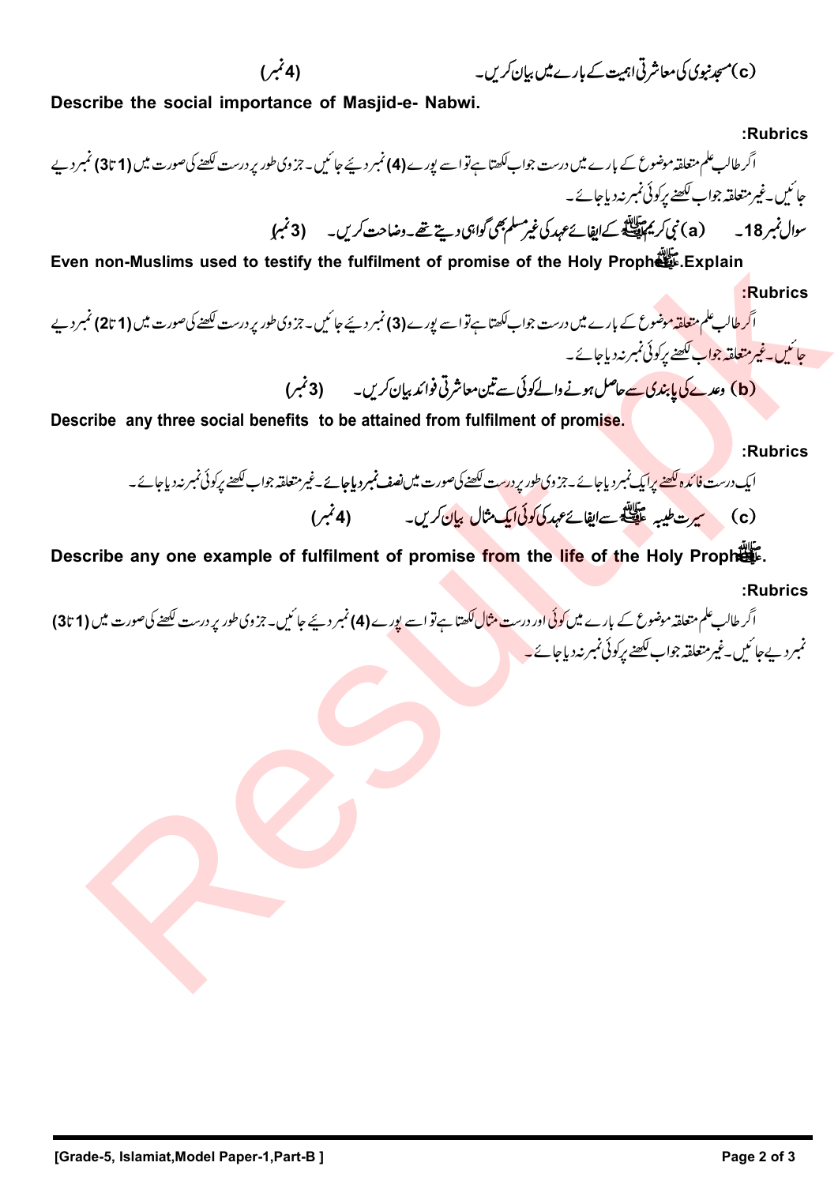(c) مسجد نبوی کی معاشرتی اہمیت کے بارے میں بیان کریں۔ (4 نمبر)

**Describe the social importance of Masjid-e- Nabwi.**

**:Rubrics**

اگر طالب علم متعلقہ موضوع کے بارے میں درست جواب لکھتا ہے تو اسے پورے **(4)** نمبر دیئے جائیں۔ جزوی طور پر درست لکھنے کی صورت میں **(1 تا 3)** نمبر دیے جائیں۔ غیر متعلقہ جواب لکھنے پر کوئی نمبر نہ دیا جائے۔

سوال نمبر 18۔ (a) نبی کریم ﷺ کے ایفائے عہد کی غیر مسلم بھی گواہی دیتے تھے۔ وضاحت کریں۔ (3 نمبر)

**Even non-Muslims used to testify the fulfilment of promise of the Holy Prophet ﷺ.Explain**

**:Rubrics**

اگر طالب علم متعلقہ موضوع کے بارے میں درست جواب لکھتا ہے تو اسے پورے **(3)** نمبر دیئے جائیں۔ جزوی طور پر درست لکھنے کی صورت میں **(1 تا 2)** نمبر دیے جائیں۔ غیر متعلقہ جواب لکھنے پر کوئی نمبر نہ دیا جائے۔

(b) وعدے کی پابندی سے حاصل ہونے والے کوئی سے تین معاشرتی فوائد بیان کریں۔ (3 نمبر)

**Describe any three social benefits to be attained from fulfilment of promise.**

**:Rubrics**

ایک درست فائدہ لکھنے پر ایک نمبر دیا جائے۔ جزوی طور پر درست لکھنے کی صورت میں نصف نمبر دیا جائے۔ غیر متعلقہ جواب لکھنے پر کوئی نمبر نہ دیا جائے۔

(c) سیرت طیبہ ﷺ سے ایفائے عہد کی کوئی ایک مثال بیان کریں۔ (4 نمبر)

**Describe any one example of fulfilment of promise from the life of the Holy Prophet ﷺ.**

**:Rubrics**

اگر طالب علم متعلقہ موضوع کے بارے میں کوئی اور درست مثال لکھتا ہے تو اسے پورے **(4)** نمبر دیئے جائیں۔ جزوی طور پر درست لکھنے کی صورت میں **(1 تا 3)** نمبر دیے جائیں۔ غیر متعلقہ جواب لکھنے پر کوئی نمبر نہ دیا جائے۔